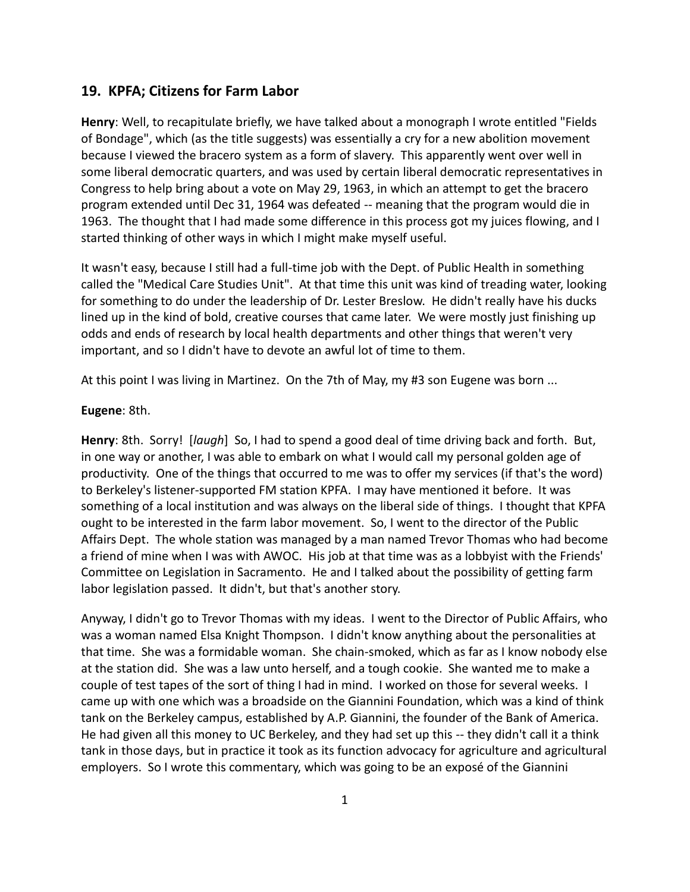## 19. KPFA; Citizens for Farm Labor

**Henry**: Well, to recapitulate briefly, we have talked about a monograph I wrote entitled "Fields of Bondage", which (as the title suggests) was essentially a cry for a new abolition movement because I viewed the bracero system as a form of slavery. This apparently went over well in some liberal democratic quarters, and was used by certain liberal democratic representatives in Congress to help bring about a vote on May 29, 1963, in which an attempt to get the bracero program extended until Dec 31, 1964 was defeated -- meaning that the program would die in 1963. The thought that I had made some difference in this process got my juices flowing, and I started thinking of other ways in which I might make myself useful.

It wasn't easy, because I still had a full-time job with the Dept. of Public Health in something called the "Medical Care Studies Unit". At that time this unit was kind of treading water, looking for something to do under the leadership of Dr. Lester Breslow. He didn't really have his ducks lined up in the kind of bold, creative courses that came later. We were mostly just finishing up odds and ends of research by local health departments and other things that weren't very important, and so I didn't have to devote an awful lot of time to them.

At this point I was living in Martinez. On the 7th of May, my #3 son Eugene was born ...

**Eugene**: 8th.

**Henry**: 8th. Sorry! [*laugh*] So, I had to spend a good deal of time driving back and forth. But, in one way or another, I was able to embark on what I would call my personal golden age of productivity. One of the things that occurred to me was to offer my services (if that's the word) to Berkeley's listener-supported FM station KPFA. I may have mentioned it before. It was something of a local institution and was always on the liberal side of things. I thought that KPFA ought to be interested in the farm labor movement. So, I went to the director of the Public Affairs Dept. The whole station was managed by a man named Trevor Thomas who had become a friend of mine when I was with AWOC. His job at that time was as a lobbyist with the Friends' Committee on Legislation in Sacramento. He and I talked about the possibility of getting farm labor legislation passed. It didn't, but that's another story.

Anyway, I didn't go to Trevor Thomas with my ideas. I went to the Director of Public Affairs, who was a woman named Elsa Knight Thompson. I didn't know anything about the personalities at that time. She was a formidable woman. She chain-smoked, which as far as I know nobody else at the station did. She was a law unto herself, and a tough cookie. She wanted me to make a couple of test tapes of the sort of thing I had in mind. I worked on those for several weeks. I came up with one which was a broadside on the Giannini Foundation, which was a kind of think tank on the Berkeley campus, established by A.P. Giannini, the founder of the Bank of America. He had given all this money to UC Berkeley, and they had set up this -- they didn't call it a think tank in those days, but in practice it took as its function advocacy for agriculture and agricultural employers. So I wrote this commentary, which was going to be an exposé of the Giannini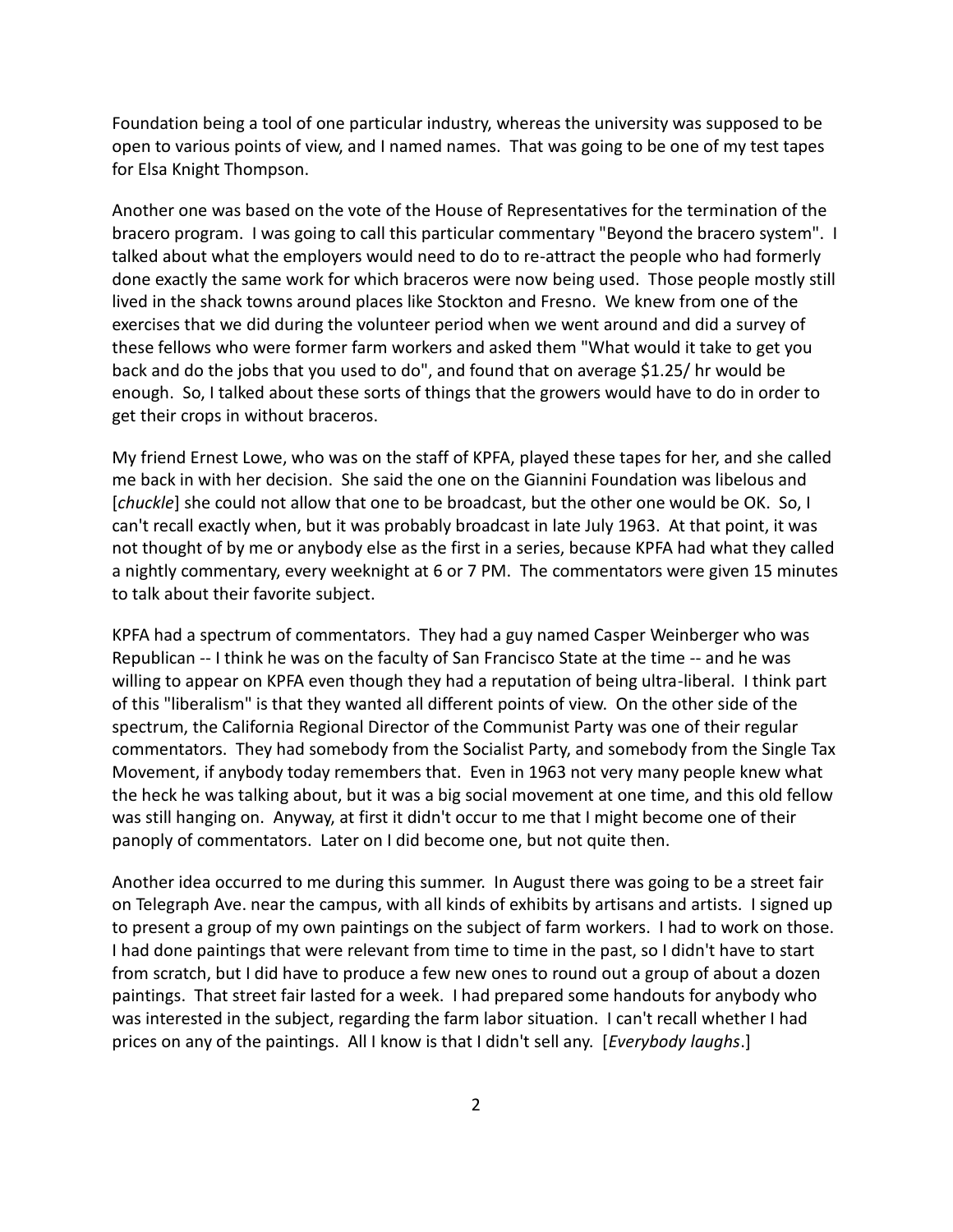Foundation being a tool of one particular industry, whereas the university was supposed to be open to various points of view, and I named names. That was going to be one of my test tapes for Elsa Knight Thompson.

Another one was based on the vote of the House of Representatives for the termination of the bracero program. I was going to call this particular commentary "Beyond the bracero system". I talked about what the employers would need to do to re-attract the people who had formerly done exactly the same work for which braceros were now being used. Those people mostly still lived in the shack towns around places like Stockton and Fresno. We knew from one of the exercises that we did during the volunteer period when we went around and did a survey of these fellows who were former farm workers and asked them "What would it take to get you back and do the jobs that you used to do", and found that on average $1.25/ hr would be enough. So, I talked about these sorts of things that the growers would have to do in order to get their crops in without braceros.

My friend Ernest Lowe, who was on the staff of KPFA, played these tapes for her, and she called me back in with her decision. She said the one on the Giannini Foundation was libelous and [*chuckle*] she could not allow that one to be broadcast, but the other one would be OK. So, I can't recall exactly when, but it was probably broadcast in late July 1963. At that point, it was not thought of by me or anybody else as the first in a series, because KPFA had what they called a nightly commentary, every weeknight at 6 or 7 PM. The commentators were given 15 minutes to talk about their favorite subject.

KPFA had a spectrum of commentators. They had a guy named Casper Weinberger who was Republican -- I think he was on the faculty of San Francisco State at the time -- and he was willing to appear on KPFA even though they had a reputation of being ultra-liberal. I think part of this "liberalism" is that they wanted all different points of view. On the other side of the spectrum, the California Regional Director of the Communist Party was one of their regular commentators. They had somebody from the Socialist Party, and somebody from the Single Tax Movement, if anybody today remembers that. Even in 1963 not very many people knew what the heck he was talking about, but it was a big social movement at one time, and this old fellow was still hanging on. Anyway, at first it didn't occur to me that I might become one of their panoply of commentators. Later on I did become one, but not quite then.

Another idea occurred to me during this summer. In August there was going to be a street fair on Telegraph Ave. near the campus, with all kinds of exhibits by artisans and artists. I signed up to present a group of my own paintings on the subject of farm workers. I had to work on those. I had done paintings that were relevant from time to time in the past, so I didn't have to start from scratch, but I did have to produce a few new ones to round out a group of about a dozen paintings. That street fair lasted for a week. I had prepared some handouts for anybody who was interested in the subject, regarding the farm labor situation. I can't recall whether I had prices on any of the paintings. All I know is that I didn't sell any. [*Everybody laughs*.]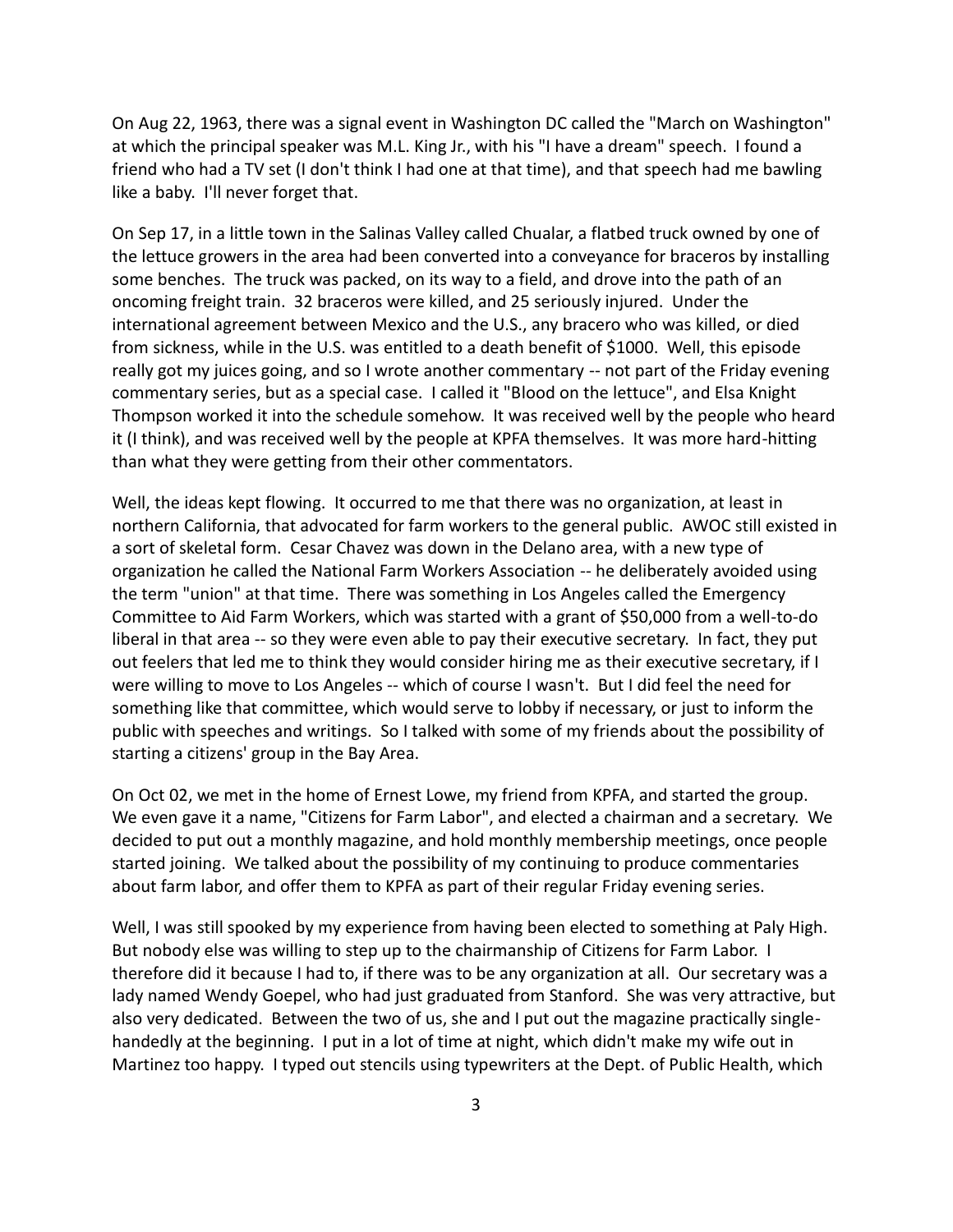On Aug 22, 1963, there was a signal event in Washington DC called the "March on Washington" at which the principal speaker was M.L. King Jr., with his "I have a dream" speech. I found a friend who had a TV set (I don't think I had one at that time), and that speech had me bawling like a baby. I'll never forget that.

On Sep 17, in a little town in the Salinas Valley called Chualar, a flatbed truck owned by one of the lettuce growers in the area had been converted into a conveyance for braceros by installing some benches. The truck was packed, on its way to a field, and drove into the path of an oncoming freight train. 32 braceros were killed, and 25 seriously injured. Under the international agreement between Mexico and the U.S., any bracero who was killed, or died from sickness, while in the U.S. was entitled to a death benefit of $1000. Well, this episode really got my juices going, and so I wrote another commentary -- not part of the Friday evening commentary series, but as a special case. I called it "Blood on the lettuce", and Elsa Knight Thompson worked it into the schedule somehow. It was received well by the people who heard it (I think), and was received well by the people at KPFA themselves. It was more hard-hitting than what they were getting from their other commentators.

Well, the ideas kept flowing. It occurred to me that there was no organization, at least in northern California, that advocated for farm workers to the general public. AWOC still existed in a sort of skeletal form. Cesar Chavez was down in the Delano area, with a new type of organization he called the National Farm Workers Association -- he deliberately avoided using the term "union" at that time. There was something in Los Angeles called the Emergency Committee to Aid Farm Workers, which was started with a grant of $50,000 from a well-to-do liberal in that area -- so they were even able to pay their executive secretary. In fact, they put out feelers that led me to think they would consider hiring me as their executive secretary, if I were willing to move to Los Angeles -- which of course I wasn't. But I did feel the need for something like that committee, which would serve to lobby if necessary, or just to inform the public with speeches and writings. So I talked with some of my friends about the possibility of starting a citizens' group in the Bay Area.

On Oct 02, we met in the home of Ernest Lowe, my friend from KPFA, and started the group. We even gave it a name, "Citizens for Farm Labor", and elected a chairman and a secretary. We decided to put out a monthly magazine, and hold monthly membership meetings, once people started joining. We talked about the possibility of my continuing to produce commentaries about farm labor, and offer them to KPFA as part of their regular Friday evening series.

Well, I was still spooked by my experience from having been elected to something at Paly High. But nobody else was willing to step up to the chairmanship of Citizens for Farm Labor. I therefore did it because I had to, if there was to be any organization at all. Our secretary was a lady named Wendy Goepel, who had just graduated from Stanford. She was very attractive, but also very dedicated. Between the two of us, she and I put out the magazine practically single-handedly at the beginning. I put in a lot of time at night, which didn't make my wife out in Martinez too happy. I typed out stencils using typewriters at the Dept. of Public Health, which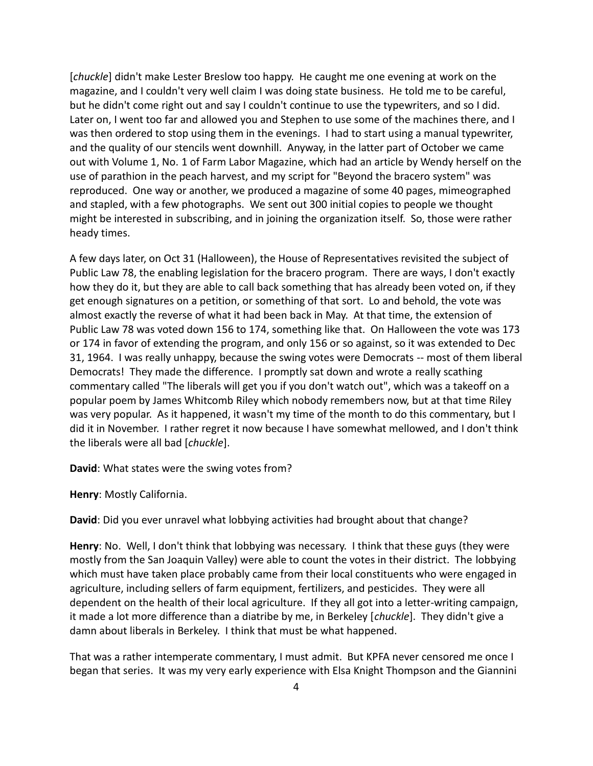[*chuckle*] didn't make Lester Breslow too happy. He caught me one evening at work on the magazine, and I couldn't very well claim I was doing state business. He told me to be careful, but he didn't come right out and say I couldn't continue to use the typewriters, and so I did. Later on, I went too far and allowed you and Stephen to use some of the machines there, and I was then ordered to stop using them in the evenings. I had to start using a manual typewriter, and the quality of our stencils went downhill. Anyway, in the latter part of October we came out with Volume 1, No. 1 of Farm Labor Magazine, which had an article by Wendy herself on the use of parathion in the peach harvest, and my script for "Beyond the bracero system" was reproduced. One way or another, we produced a magazine of some 40 pages, mimeographed and stapled, with a few photographs. We sent out 300 initial copies to people we thought might be interested in subscribing, and in joining the organization itself. So, those were rather heady times.

A few days later, on Oct 31 (Halloween), the House of Representatives revisited the subject of Public Law 78, the enabling legislation for the bracero program. There are ways, I don't exactly how they do it, but they are able to call back something that has already been voted on, if they get enough signatures on a petition, or something of that sort. Lo and behold, the vote was almost exactly the reverse of what it had been back in May. At that time, the extension of Public Law 78 was voted down 156 to 174, something like that. On Halloween the vote was 173 or 174 in favor of extending the program, and only 156 or so against, so it was extended to Dec 31, 1964. I was really unhappy, because the swing votes were Democrats -- most of them liberal Democrats! They made the difference. I promptly sat down and wrote a really scathing commentary called "The liberals will get you if you don't watch out", which was a takeoff on a popular poem by James Whitcomb Riley which nobody remembers now, but at that time Riley was very popular. As it happened, it wasn't my time of the month to do this commentary, but I did it in November. I rather regret it now because I have somewhat mellowed, and I don't think the liberals were all bad [*chuckle*].

**David**: What states were the swing votes from?

**Henry**: Mostly California.

**David**: Did you ever unravel what lobbying activities had brought about that change?

**Henry**: No. Well, I don't think that lobbying was necessary. I think that these guys (they were mostly from the San Joaquin Valley) were able to count the votes in their district. The lobbying which must have taken place probably came from their local constituents who were engaged in agriculture, including sellers of farm equipment, fertilizers, and pesticides. They were all dependent on the health of their local agriculture. If they all got into a letter-writing campaign, it made a lot more difference than a diatribe by me, in Berkeley [*chuckle*]. They didn't give a damn about liberals in Berkeley. I think that must be what happened.

That was a rather intemperate commentary, I must admit. But KPFA never censored me once I began that series. It was my very early experience with Elsa Knight Thompson and the Giannini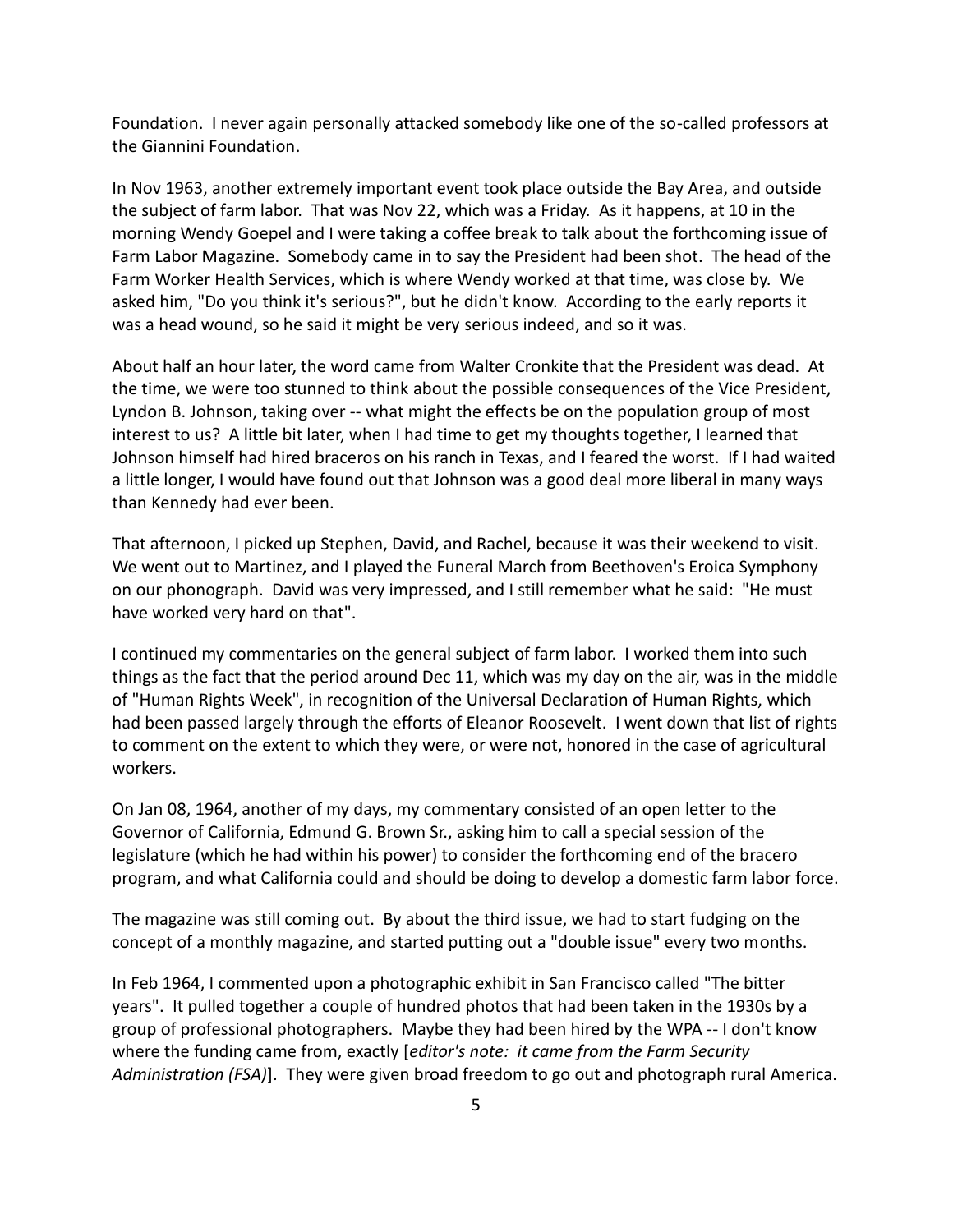Foundation. I never again personally attacked somebody like one of the so-called professors at the Giannini Foundation.

In Nov 1963, another extremely important event took place outside the Bay Area, and outside the subject of farm labor. That was Nov 22, which was a Friday. As it happens, at 10 in the morning Wendy Goepel and I were taking a coffee break to talk about the forthcoming issue of Farm Labor Magazine. Somebody came in to say the President had been shot. The head of the Farm Worker Health Services, which is where Wendy worked at that time, was close by. We asked him, "Do you think it's serious?", but he didn't know. According to the early reports it was a head wound, so he said it might be very serious indeed, and so it was.

About half an hour later, the word came from Walter Cronkite that the President was dead. At the time, we were too stunned to think about the possible consequences of the Vice President, Lyndon B. Johnson, taking over -- what might the effects be on the population group of most interest to us? A little bit later, when I had time to get my thoughts together, I learned that Johnson himself had hired braceros on his ranch in Texas, and I feared the worst. If I had waited a little longer, I would have found out that Johnson was a good deal more liberal in many ways than Kennedy had ever been.

That afternoon, I picked up Stephen, David, and Rachel, because it was their weekend to visit. We went out to Martinez, and I played the Funeral March from Beethoven's Eroica Symphony on our phonograph. David was very impressed, and I still remember what he said: "He must have worked very hard on that".

I continued my commentaries on the general subject of farm labor. I worked them into such things as the fact that the period around Dec 11, which was my day on the air, was in the middle of "Human Rights Week", in recognition of the Universal Declaration of Human Rights, which had been passed largely through the efforts of Eleanor Roosevelt. I went down that list of rights to comment on the extent to which they were, or were not, honored in the case of agricultural workers.

On Jan 08, 1964, another of my days, my commentary consisted of an open letter to the Governor of California, Edmund G. Brown Sr., asking him to call a special session of the legislature (which he had within his power) to consider the forthcoming end of the bracero program, and what California could and should be doing to develop a domestic farm labor force.

The magazine was still coming out. By about the third issue, we had to start fudging on the concept of a monthly magazine, and started putting out a "double issue" every two months.

In Feb 1964, I commented upon a photographic exhibit in San Francisco called "The bitter years". It pulled together a couple of hundred photos that had been taken in the 1930s by a group of professional photographers. Maybe they had been hired by the WPA -- I don't know where the funding came from, exactly [*editor's note: it came from the Farm Security Administration (FSA)*]. They were given broad freedom to go out and photograph rural America.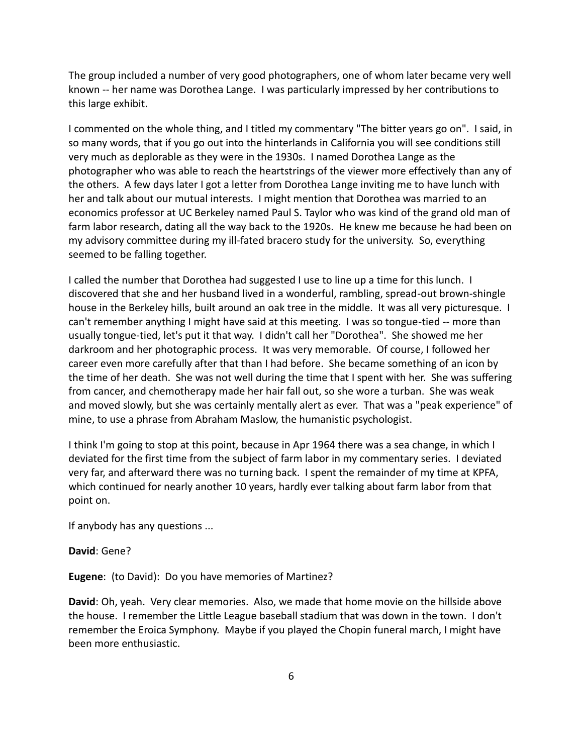The group included a number of very good photographers, one of whom later became very well known -- her name was Dorothea Lange. I was particularly impressed by her contributions to this large exhibit.

I commented on the whole thing, and I titled my commentary "The bitter years go on". I said, in so many words, that if you go out into the hinterlands in California you will see conditions still very much as deplorable as they were in the 1930s. I named Dorothea Lange as the photographer who was able to reach the heartstrings of the viewer more effectively than any of the others. A few days later I got a letter from Dorothea Lange inviting me to have lunch with her and talk about our mutual interests. I might mention that Dorothea was married to an economics professor at UC Berkeley named Paul S. Taylor who was kind of the grand old man of farm labor research, dating all the way back to the 1920s. He knew me because he had been on my advisory committee during my ill-fated bracero study for the university. So, everything seemed to be falling together.

I called the number that Dorothea had suggested I use to line up a time for this lunch. I discovered that she and her husband lived in a wonderful, rambling, spread-out brown-shingle house in the Berkeley hills, built around an oak tree in the middle. It was all very picturesque. I can't remember anything I might have said at this meeting. I was so tongue-tied -- more than usually tongue-tied, let's put it that way. I didn't call her "Dorothea". She showed me her darkroom and her photographic process. It was very memorable. Of course, I followed her career even more carefully after that than I had before. She became something of an icon by the time of her death. She was not well during the time that I spent with her. She was suffering from cancer, and chemotherapy made her hair fall out, so she wore a turban. She was weak and moved slowly, but she was certainly mentally alert as ever. That was a "peak experience" of mine, to use a phrase from Abraham Maslow, the humanistic psychologist.

I think I'm going to stop at this point, because in Apr 1964 there was a sea change, in which I deviated for the first time from the subject of farm labor in my commentary series. I deviated very far, and afterward there was no turning back. I spent the remainder of my time at KPFA, which continued for nearly another 10 years, hardly ever talking about farm labor from that point on.

If anybody has any questions ...

**David**: Gene?

**Eugene**: (to David): Do you have memories of Martinez?

**David**: Oh, yeah. Very clear memories. Also, we made that home movie on the hillside above the house. I remember the Little League baseball stadium that was down in the town. I don't remember the Eroica Symphony. Maybe if you played the Chopin funeral march, I might have been more enthusiastic.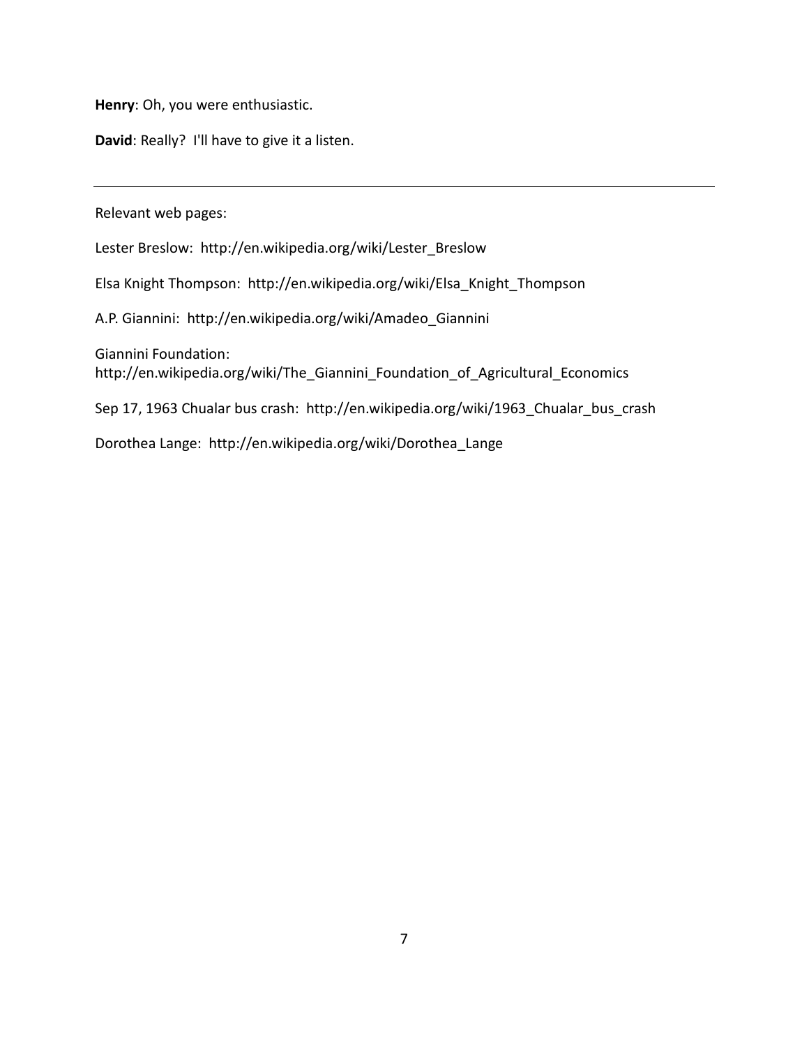**Henry**: Oh, you were enthusiastic.

**David**: Really?  I'll have to give it a listen.

---

Relevant web pages:

Lester Breslow:  http://en.wikipedia.org/wiki/Lester_Breslow

Elsa Knight Thompson:  http://en.wikipedia.org/wiki/Elsa_Knight_Thompson

A.P. Giannini:  http://en.wikipedia.org/wiki/Amadeo_Giannini

Giannini Foundation:
http://en.wikipedia.org/wiki/The_Giannini_Foundation_of_Agricultural_Economics

Sep 17, 1963 Chualar bus crash:  http://en.wikipedia.org/wiki/1963_Chualar_bus_crash

Dorothea Lange:  http://en.wikipedia.org/wiki/Dorothea_Lange